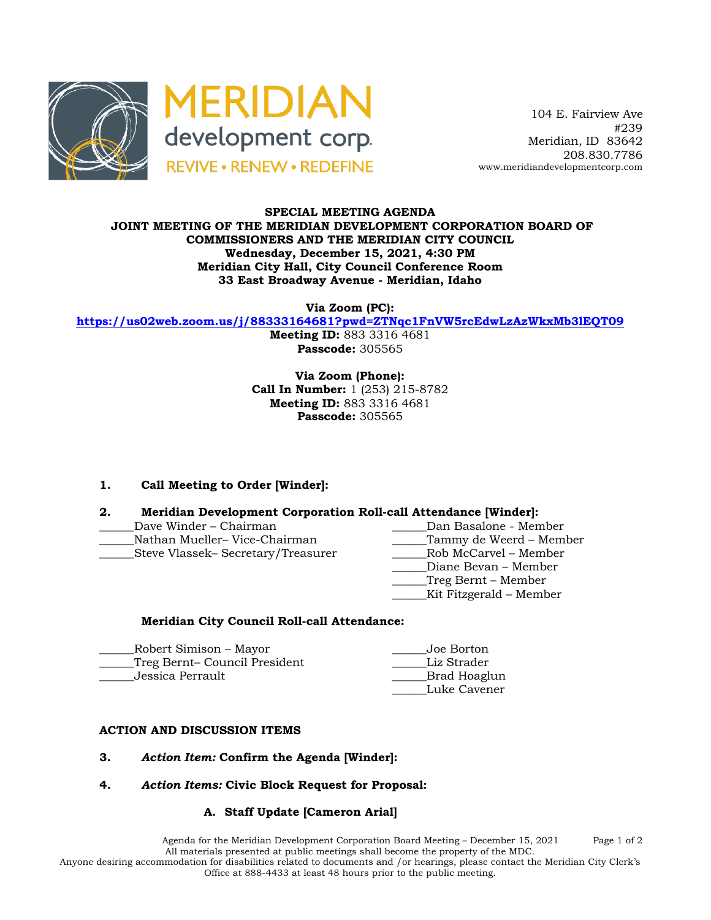MERIDIAN development corp.
REVIVE • RENEW • REDEFINE

104 E. Fairview Ave
#239
Meridian, ID 83642
208.830.7786
www.meridiandevelopmentcorp.com

**SPECIAL MEETING AGENDA**
**JOINT MEETING OF THE MERIDIAN DEVELOPMENT CORPORATION BOARD OF COMMISSIONERS AND THE MERIDIAN CITY COUNCIL**
**Wednesday, December 15, 2021, 4:30 PM**
**Meridian City Hall, City Council Conference Room**
**33 East Broadway Avenue - Meridian, Idaho**

**Via Zoom (PC):**
**https://us02web.zoom.us/j/88333164681?pwd=ZTNqc1FnVW5rcEdwLzAzWkxMb3lEQT09**
**Meeting ID:** 883 3316 4681
**Passcode:** 305565

**Via Zoom (Phone):**
**Call In Number:** 1 (253) 215-8782
**Meeting ID:** 883 3316 4681
**Passcode:** 305565

1. **Call Meeting to Order [Winder]:**

2. **Meridian Development Corporation Roll-call Attendance [Winder]:**

______Dave Winder – Chairman
______Nathan Mueller– Vice-Chairman
______Steve Vlassek– Secretary/Treasurer
______Dan Basalone - Member
______Tammy de Weerd – Member
______Rob McCarvel – Member
______Diane Bevan – Member
______Treg Bernt – Member
______Kit Fitzgerald – Member

**Meridian City Council Roll-call Attendance:**

______Robert Simison – Mayor
______Treg Bernt– Council President
______Jessica Perrault
______Joe Borton
______Liz Strader
______Brad Hoaglun
______Luke Cavener

**ACTION AND DISCUSSION ITEMS**

3. ***Action Item:* Confirm the Agenda [Winder]:**

4. ***Action Items:* Civic Block Request for Proposal:**

   **A. Staff Update [Cameron Arial]**

Agenda for the Meridian Development Corporation Board Meeting – December 15, 2021
All materials presented at public meetings shall become the property of the MDC.
Anyone desiring accommodation for disabilities related to documents and /or hearings, please contact the Meridian City Clerk's Office at 888-4433 at least 48 hours prior to the public meeting.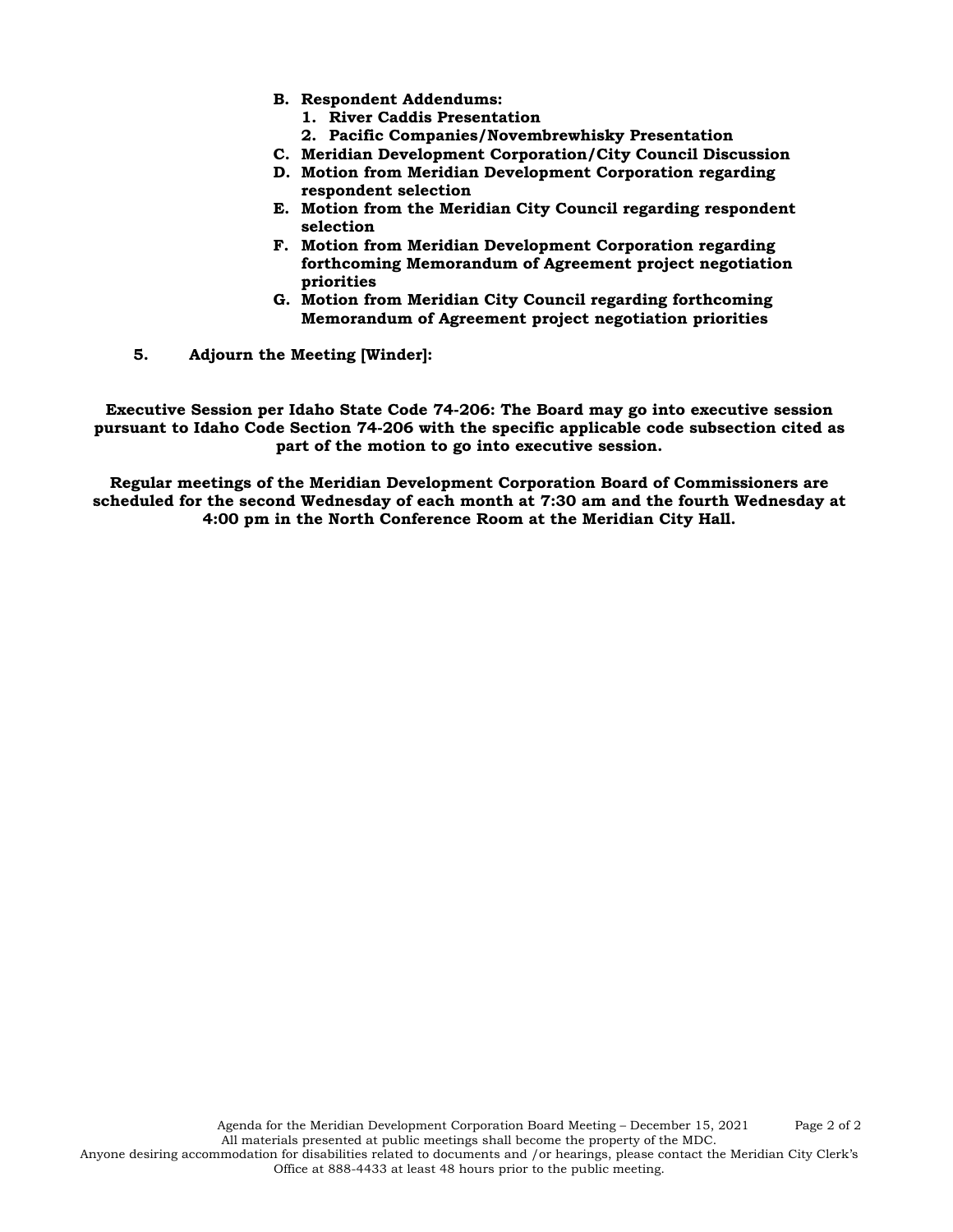**B. Respondent Addendums:**
   1. **River Caddis Presentation**
   2. **Pacific Companies/Novembrewhisky Presentation**

**C. Meridian Development Corporation/City Council Discussion**

**D. Motion from Meridian Development Corporation regarding respondent selection**

**E. Motion from the Meridian City Council regarding respondent selection**

**F. Motion from Meridian Development Corporation regarding forthcoming Memorandum of Agreement project negotiation priorities**

**G. Motion from Meridian City Council regarding forthcoming Memorandum of Agreement project negotiation priorities**

**5. Adjourn the Meeting [Winder]:**

**Executive Session per Idaho State Code 74-206: The Board may go into executive session pursuant to Idaho Code Section 74-206 with the specific applicable code subsection cited as part of the motion to go into executive session.**

**Regular meetings of the Meridian Development Corporation Board of Commissioners are scheduled for the second Wednesday of each month at 7:30 am and the fourth Wednesday at 4:00 pm in the North Conference Room at the Meridian City Hall.**

Agenda for the Meridian Development Corporation Board Meeting – December 15, 2021

All materials presented at public meetings shall become the property of the MDC.

Anyone desiring accommodation for disabilities related to documents and /or hearings, please contact the Meridian City Clerk's Office at 888-4433 at least 48 hours prior to the public meeting.